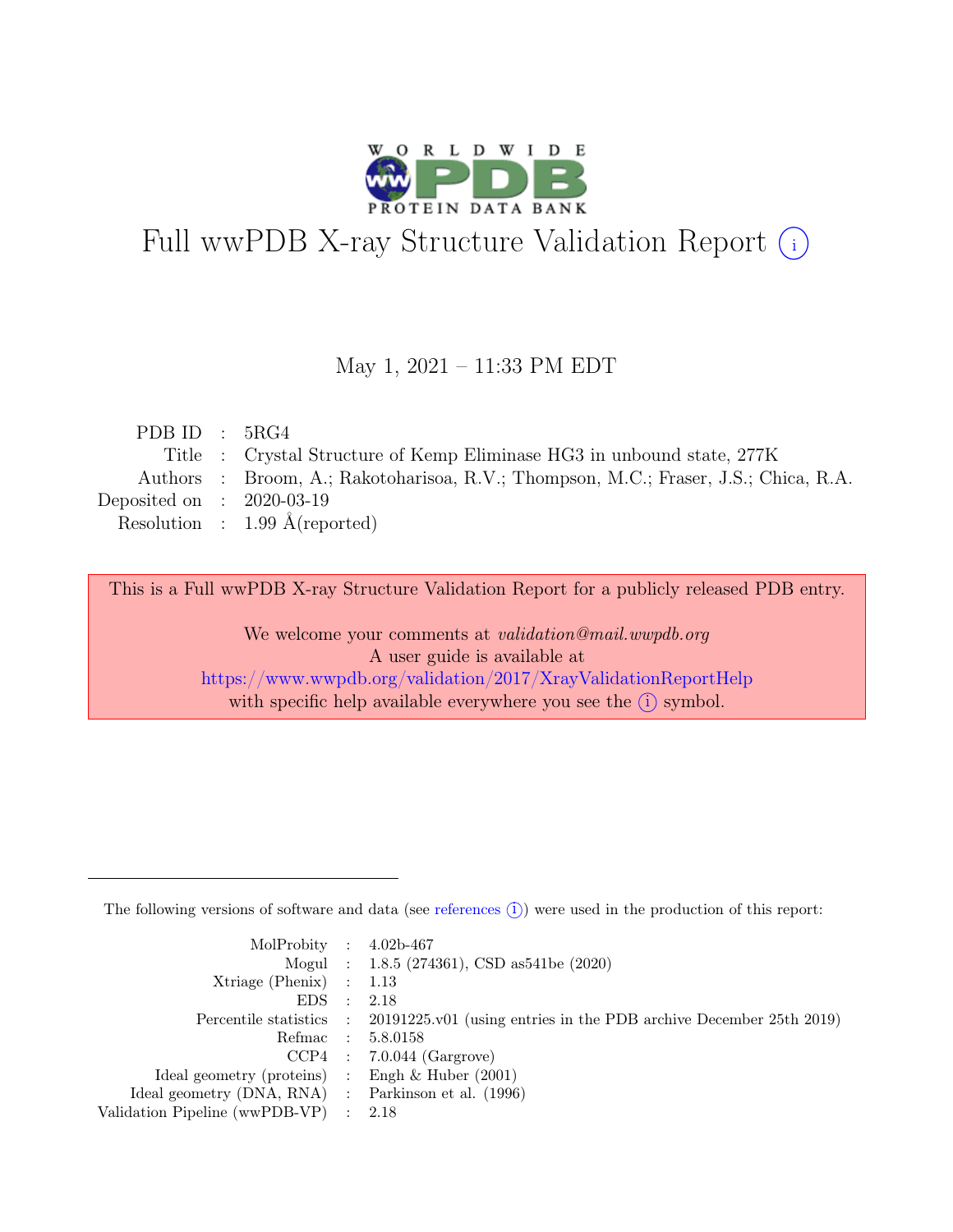# Full wwPDB X-ray Structure Validation Report (i)

May 1, 2021 – 11:33 PM EDT

| | | |
|---|---|---|
| PDB ID | : | 5RG4 |
| Title | : | Crystal Structure of Kemp Eliminase HG3 in unbound state, 277K |
| Authors | : | Broom, A.; Rakotoharisoa, R.V.; Thompson, M.C.; Fraser, J.S.; Chica, R.A. |
| Deposited on | : | 2020-03-19 |
| Resolution | : | 1.99 Å(reported) |

This is a Full wwPDB X-ray Structure Validation Report for a publicly released PDB entry.

We welcome your comments at *validation@mail.wwpdb.org*
A user guide is available at
https://www.wwpdb.org/validation/2017/XrayValidationReportHelp
with specific help available everywhere you see the (i) symbol.

---

The following versions of software and data (see references (i)) were used in the production of this report:

| | | |
|---|---|---|
| MolProbity | : | 4.02b-467 |
| Mogul | : | 1.8.5 (274361), CSD as541be (2020) |
| Xtriage (Phenix) | : | 1.13 |
| EDS | : | 2.18 |
| Percentile statistics | : | 20191225.v01 (using entries in the PDB archive December 25th 2019) |
| Refmac | : | 5.8.0158 |
| CCP4 | : | 7.0.044 (Gargrove) |
| Ideal geometry (proteins) | : | Engh & Huber (2001) |
| Ideal geometry (DNA, RNA) | : | Parkinson et al. (1996) |
| Validation Pipeline (wwPDB-VP) | : | 2.18 |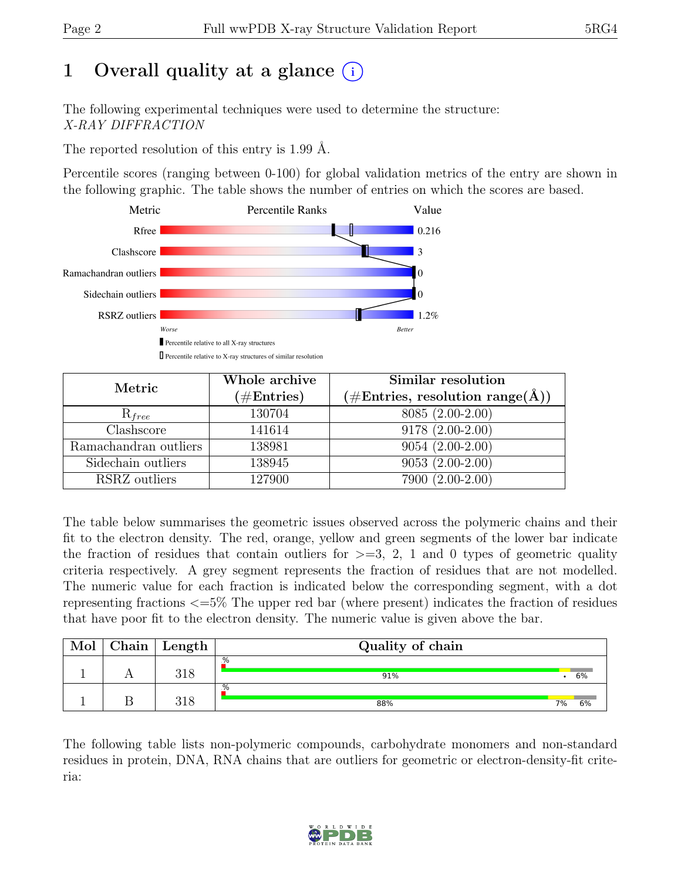# 1 Overall quality at a glance (i)

The following experimental techniques were used to determine the structure:
*X-RAY DIFFRACTION*

The reported resolution of this entry is 1.99 Å.

Percentile scores (ranging between 0-100) for global validation metrics of the entry are shown in the following graphic. The table shows the number of entries on which the scores are based.

| Metric | Value |
|---|---|
| Rfree | 0.216 |
| Clashscore | 3 |
| Ramachandran outliers | 0 |
| Sidechain outliers | 0 |
| RSRZ outliers | 1.2% |

Worse — Better

▮ Percentile relative to all X-ray structures
▯ Percentile relative to X-ray structures of similar resolution

| Metric | Whole archive (#Entries) | Similar resolution (#Entries, resolution range(Å)) |
|---|---|---|
| $R_{free}$ | 130704 | 8085 (2.00-2.00) |
| Clashscore | 141614 | 9178 (2.00-2.00) |
| Ramachandran outliers | 138981 | 9054 (2.00-2.00) |
| Sidechain outliers | 138945 | 9053 (2.00-2.00) |
| RSRZ outliers | 127900 | 7900 (2.00-2.00) |

The table below summarises the geometric issues observed across the polymeric chains and their fit to the electron density. The red, orange, yellow and green segments of the lower bar indicate the fraction of residues that contain outliers for >=3, 2, 1 and 0 types of geometric quality criteria respectively. A grey segment represents the fraction of residues that are not modelled. The numeric value for each fraction is indicated below the corresponding segment, with a dot representing fractions <=5% The upper red bar (where present) indicates the fraction of residues that have poor fit to the electron density. The numeric value is given above the bar.

| Mol | Chain | Length | Quality of chain |
|---|---|---|---|
| 1 | A | 318 | % ; 91% ; • ; 6% |
| 1 | B | 318 | % ; 88% ; 7% ; 6% |

The following table lists non-polymeric compounds, carbohydrate monomers and non-standard residues in protein, DNA, RNA chains that are outliers for geometric or electron-density-fit criteria: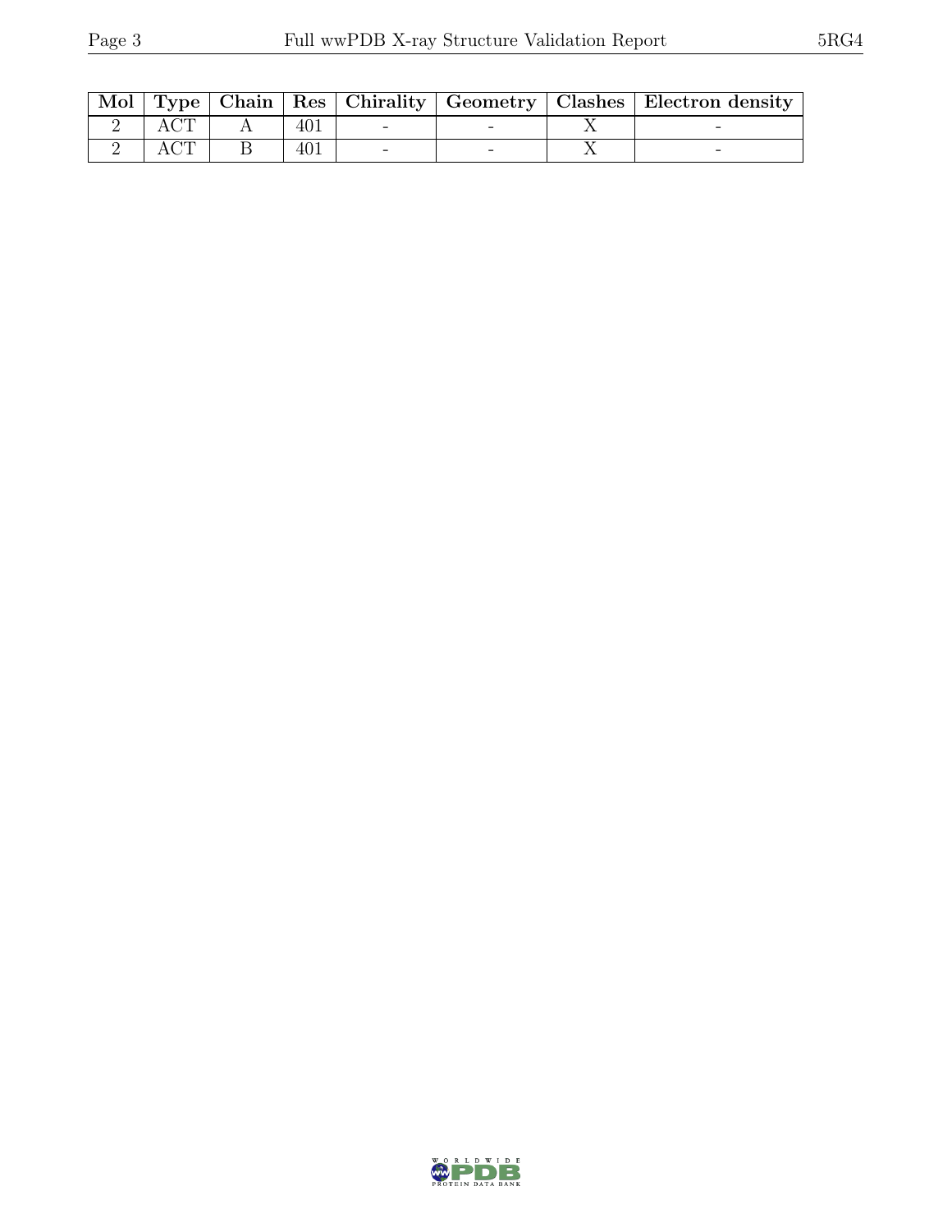| Mol | Type | Chain | Res | Chirality | Geometry | Clashes | Electron density |
|---|---|---|---|---|---|---|---|
| 2 | ACT | A | 401 | - | - | X | - |
| 2 | ACT | B | 401 | - | - | X | - |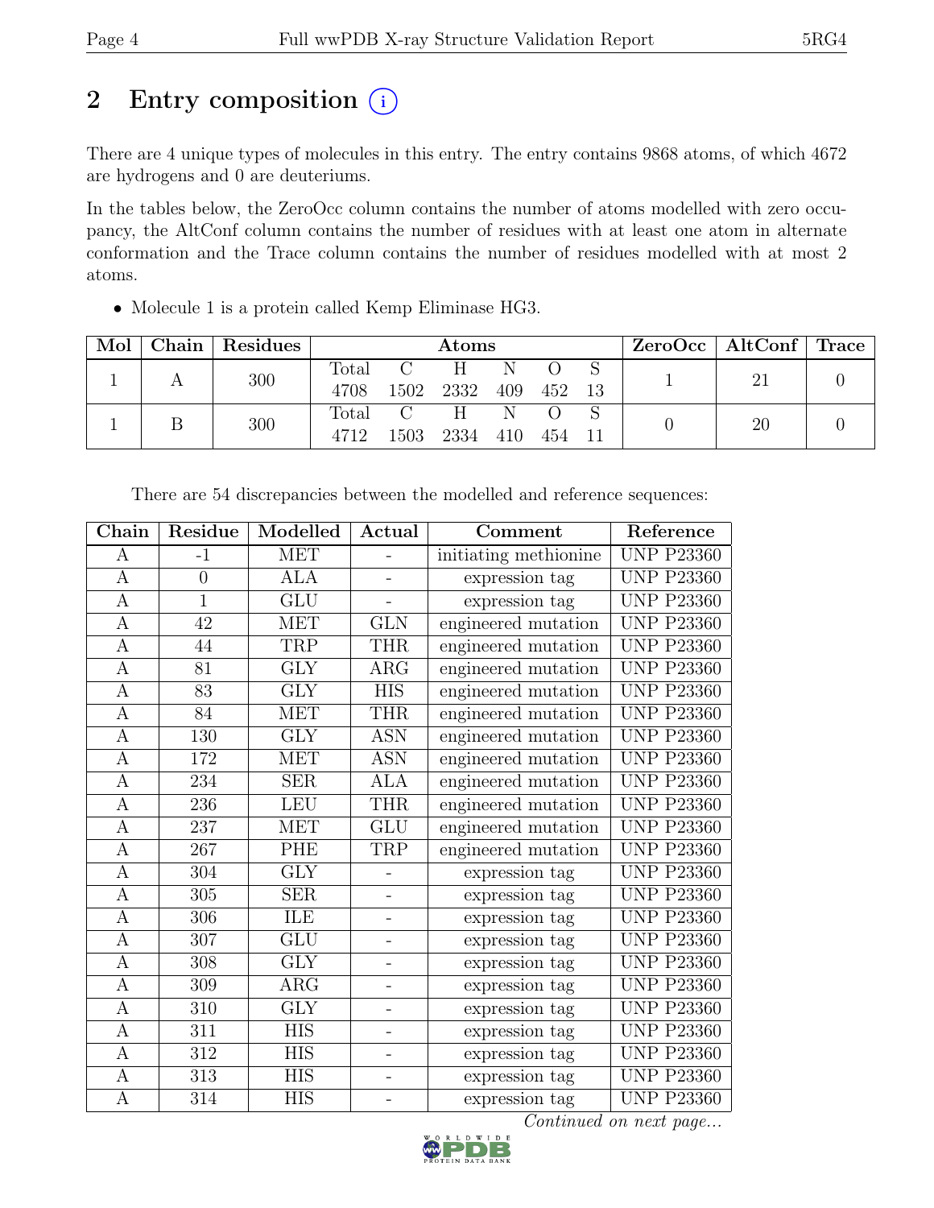# 2 Entry composition

There are 4 unique types of molecules in this entry. The entry contains 9868 atoms, of which 4672 are hydrogens and 0 are deuteriums.

In the tables below, the ZeroOcc column contains the number of atoms modelled with zero occupancy, the AltConf column contains the number of residues with at least one atom in alternate conformation and the Trace column contains the number of residues modelled with at most 2 atoms.

- Molecule 1 is a protein called Kemp Eliminase HG3.

| Mol | Chain | Residues | Atoms | | | | | | ZeroOcc | AltConf | Trace |
|---|---|---|---|---|---|---|---|---|---|---|---|
| | | | Total | C | H | N | O | S | | | |
| 1 | A | 300 | 4708 | 1502 | 2332 | 409 | 452 | 13 | 1 | 21 | 0 |
| 1 | B | 300 | 4712 | 1503 | 2334 | 410 | 454 | 11 | 0 | 20 | 0 |

There are 54 discrepancies between the modelled and reference sequences:

| Chain | Residue | Modelled | Actual | Comment | Reference |
|---|---|---|---|---|---|
| A | -1 | MET | - | initiating methionine | UNP P23360 |
| A | 0 | ALA | - | expression tag | UNP P23360 |
| A | 1 | GLU | - | expression tag | UNP P23360 |
| A | 42 | MET | GLN | engineered mutation | UNP P23360 |
| A | 44 | TRP | THR | engineered mutation | UNP P23360 |
| A | 81 | GLY | ARG | engineered mutation | UNP P23360 |
| A | 83 | GLY | HIS | engineered mutation | UNP P23360 |
| A | 84 | MET | THR | engineered mutation | UNP P23360 |
| A | 130 | GLY | ASN | engineered mutation | UNP P23360 |
| A | 172 | MET | ASN | engineered mutation | UNP P23360 |
| A | 234 | SER | ALA | engineered mutation | UNP P23360 |
| A | 236 | LEU | THR | engineered mutation | UNP P23360 |
| A | 237 | MET | GLU | engineered mutation | UNP P23360 |
| A | 267 | PHE | TRP | engineered mutation | UNP P23360 |
| A | 304 | GLY | - | expression tag | UNP P23360 |
| A | 305 | SER | - | expression tag | UNP P23360 |
| A | 306 | ILE | - | expression tag | UNP P23360 |
| A | 307 | GLU | - | expression tag | UNP P23360 |
| A | 308 | GLY | - | expression tag | UNP P23360 |
| A | 309 | ARG | - | expression tag | UNP P23360 |
| A | 310 | GLY | - | expression tag | UNP P23360 |
| A | 311 | HIS | - | expression tag | UNP P23360 |
| A | 312 | HIS | - | expression tag | UNP P23360 |
| A | 313 | HIS | - | expression tag | UNP P23360 |
| A | 314 | HIS | - | expression tag | UNP P23360 |

*Continued on next page...*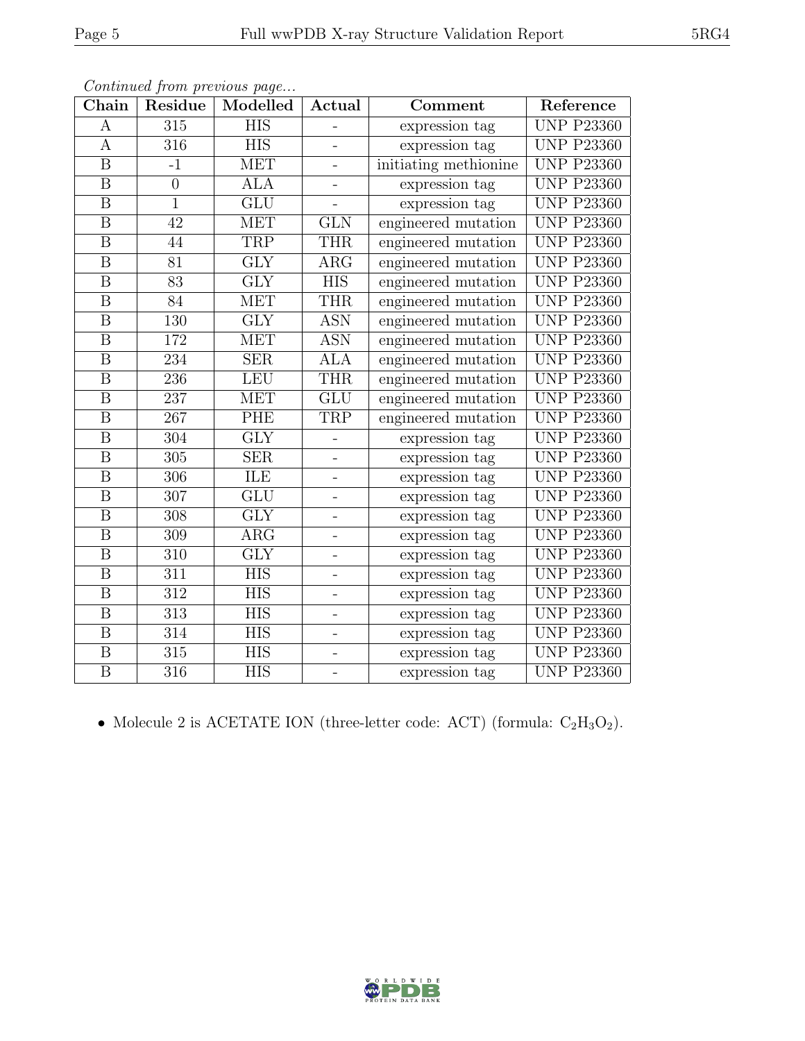*Continued from previous page...*

| Chain | Residue | Modelled | Actual | Comment | Reference |
|---|---|---|---|---|---|
| A | 315 | HIS | - | expression tag | UNP P23360 |
| A | 316 | HIS | - | expression tag | UNP P23360 |
| B | -1 | MET | - | initiating methionine | UNP P23360 |
| B | 0 | ALA | - | expression tag | UNP P23360 |
| B | 1 | GLU | - | expression tag | UNP P23360 |
| B | 42 | MET | GLN | engineered mutation | UNP P23360 |
| B | 44 | TRP | THR | engineered mutation | UNP P23360 |
| B | 81 | GLY | ARG | engineered mutation | UNP P23360 |
| B | 83 | GLY | HIS | engineered mutation | UNP P23360 |
| B | 84 | MET | THR | engineered mutation | UNP P23360 |
| B | 130 | GLY | ASN | engineered mutation | UNP P23360 |
| B | 172 | MET | ASN | engineered mutation | UNP P23360 |
| B | 234 | SER | ALA | engineered mutation | UNP P23360 |
| B | 236 | LEU | THR | engineered mutation | UNP P23360 |
| B | 237 | MET | GLU | engineered mutation | UNP P23360 |
| B | 267 | PHE | TRP | engineered mutation | UNP P23360 |
| B | 304 | GLY | - | expression tag | UNP P23360 |
| B | 305 | SER | - | expression tag | UNP P23360 |
| B | 306 | ILE | - | expression tag | UNP P23360 |
| B | 307 | GLU | - | expression tag | UNP P23360 |
| B | 308 | GLY | - | expression tag | UNP P23360 |
| B | 309 | ARG | - | expression tag | UNP P23360 |
| B | 310 | GLY | - | expression tag | UNP P23360 |
| B | 311 | HIS | - | expression tag | UNP P23360 |
| B | 312 | HIS | - | expression tag | UNP P23360 |
| B | 313 | HIS | - | expression tag | UNP P23360 |
| B | 314 | HIS | - | expression tag | UNP P23360 |
| B | 315 | HIS | - | expression tag | UNP P23360 |
| B | 316 | HIS | - | expression tag | UNP P23360 |

- Molecule 2 is ACETATE ION (three-letter code: ACT) (formula: $C_2H_3O_2$).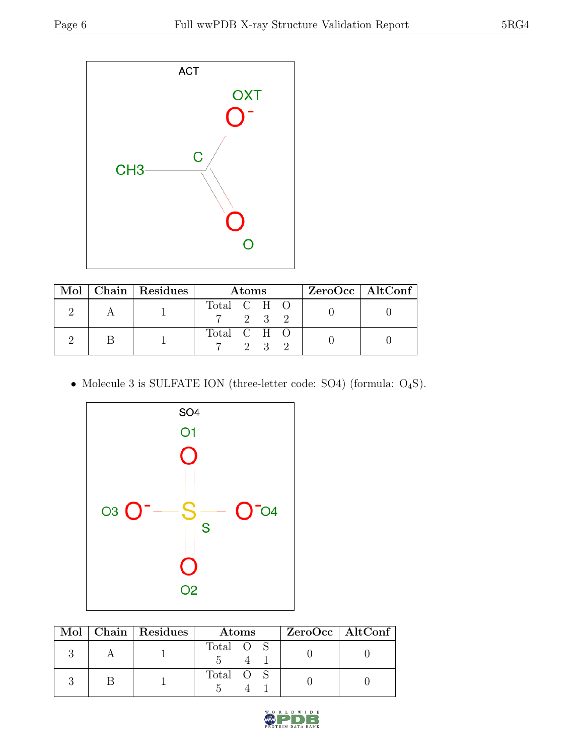| Mol | Chain | Residues | Atoms | | | | ZeroOcc | AltConf |
|---|---|---|---|---|---|---|---|---|
| | | | Total | C | H | O | | |
| 2 | A | 1 | 7 | 2 | 3 | 2 | 0 | 0 |
| 2 | B | 1 | 7 | 2 | 3 | 2 | 0 | 0 |

- Molecule 3 is SULFATE ION (three-letter code: SO4) (formula: $O_4S$).

| Mol | Chain | Residues | Atoms | | | ZeroOcc | AltConf |
|---|---|---|---|---|---|---|---|
| | | | Total | O | S | | |
| 3 | A | 1 | 5 | 4 | 1 | 0 | 0 |
| 3 | B | 1 | 5 | 4 | 1 | 0 | 0 |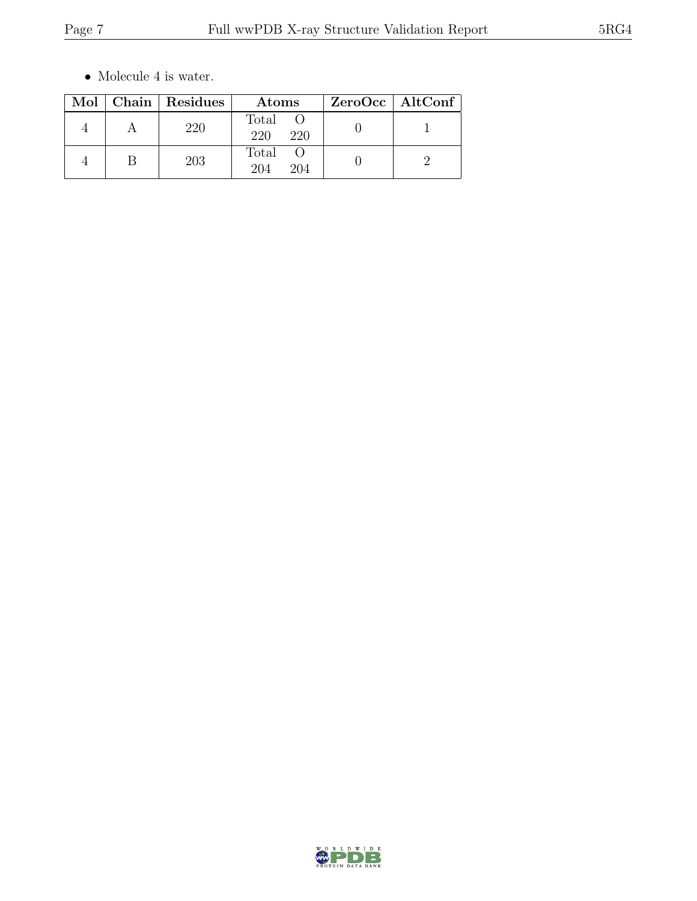- Molecule 4 is water.

| Mol | Chain | Residues | Atoms | ZeroOcc | AltConf |
|---|---|---|---|---|---|
| 4 | A | 220 | Total O<br>220 220 | 0 | 1 |
| 4 | B | 203 | Total O<br>204 204 | 0 | 2 |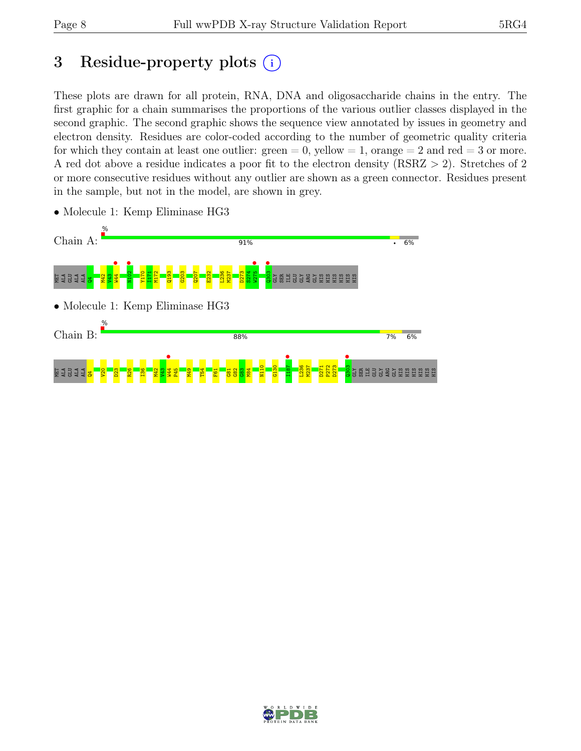# 3 Residue-property plots

These plots are drawn for all protein, RNA, DNA and oligosaccharide chains in the entry. The first graphic for a chain summarises the proportions of the various outlier classes displayed in the second graphic. The second graphic shows the sequence view annotated by issues in geometry and electron density. Residues are color-coded according to the number of geometric quality criteria for which they contain at least one outlier: green = 0, yellow = 1, orange = 2 and red = 3 or more. A red dot above a residue indicates a poor fit to the electron density (RSRZ > 2). Stretches of 2 or more consecutive residues without any outlier are shown as a green connector. Residues present in the sample, but not in the model, are shown in grey.

- Molecule 1: Kemp Eliminase HG3

Chain A: % 91% • 6%

MET ALA GLU ALA ALA Q4 M42 V43 W44 N102 Y170 I171 M172 Q193 G203 Q207 E232 L236 M237 D273 S274 W275 Q303 GLY SER ILE GLU GLY ARG GLY HIS HIS HIS HIS HIS HIS

- Molecule 1: Kemp Eliminase HG3

Chain B: % 88% 7% 6%

MET ALA GLU ALA ALA Q4 V20 D23 R26 I36 M42 V43 W44 P45 M49 T54 F61 G81 G82 G83 M84 N110 G130 I187 L236 M237 D271 P272 D273 Q303 GLY SER ILE GLU GLY ARG GLY HIS HIS HIS HIS HIS HIS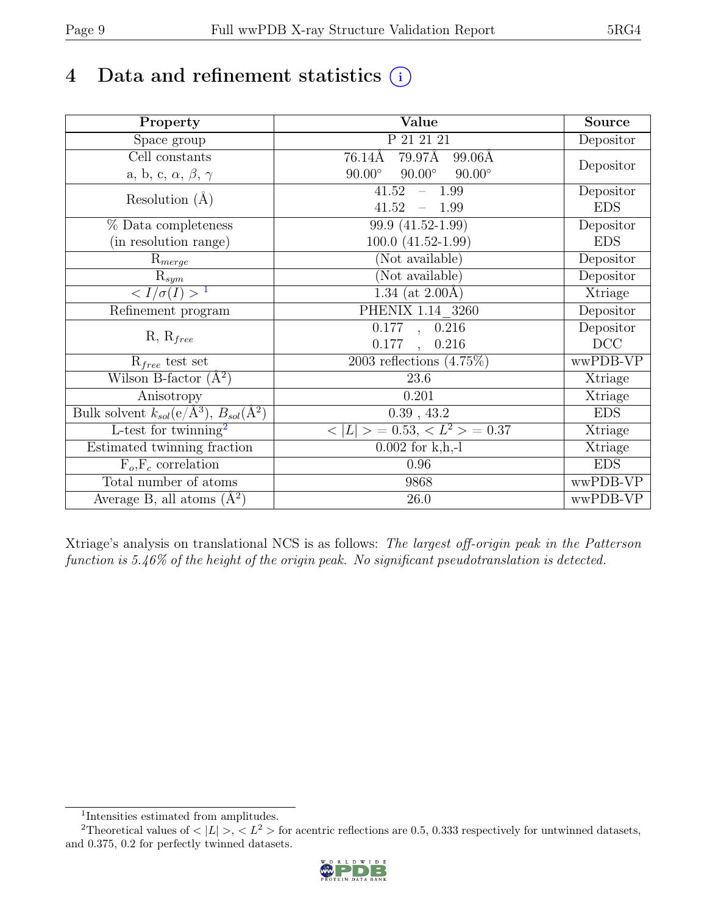# 4 Data and refinement statistics

| Property | Value | Source |
|---|---|---|
| Space group | P 21 21 21 | Depositor |
| Cell constants<br>a, b, c, $\alpha$, $\beta$, $\gamma$ | 76.14Å 79.97Å 99.06Å<br>90.00° 90.00° 90.00° | Depositor |
| Resolution (Å) | 41.52 – 1.99<br>41.52 – 1.99 | Depositor<br>EDS |
| % Data completeness<br>(in resolution range) | 99.9 (41.52-1.99)<br>100.0 (41.52-1.99) | Depositor<br>EDS |
| $R_{merge}$ | (Not available) | Depositor |
| $R_{sym}$ | (Not available) | Depositor |
| $< I/\sigma(I) >$ [1] | 1.34 (at 2.00Å) | Xtriage |
| Refinement program | PHENIX 1.14_3260 | Depositor |
| R, $R_{free}$ | 0.177 , 0.216<br>0.177 , 0.216 | Depositor<br>DCC |
| $R_{free}$ test set | 2003 reflections (4.75%) | wwPDB-VP |
| Wilson B-factor (Å$^2$) | 23.6 | Xtriage |
| Anisotropy | 0.201 | Xtriage |
| Bulk solvent $k_{sol}$(e/Å$^3$), $B_{sol}$(Å$^2$) | 0.39 , 43.2 | EDS |
| L-test for twinning[2] | $< \lvert L \rvert > = 0.53$, $< L^2 > = 0.37$ | Xtriage |
| Estimated twinning fraction | 0.002 for k,h,-l | Xtriage |
| $F_o$,$F_c$ correlation | 0.96 | EDS |
| Total number of atoms | 9868 | wwPDB-VP |
| Average B, all atoms (Å$^2$) | 26.0 | wwPDB-VP |

Xtriage's analysis on translational NCS is as follows: *The largest off-origin peak in the Patterson function is 5.46% of the height of the origin peak. No significant pseudotranslation is detected.*

[1] Intensities estimated from amplitudes.

[2] Theoretical values of $< \lvert L \rvert >$, $< L^2 >$ for acentric reflections are 0.5, 0.333 respectively for untwinned datasets, and 0.375, 0.2 for perfectly twinned datasets.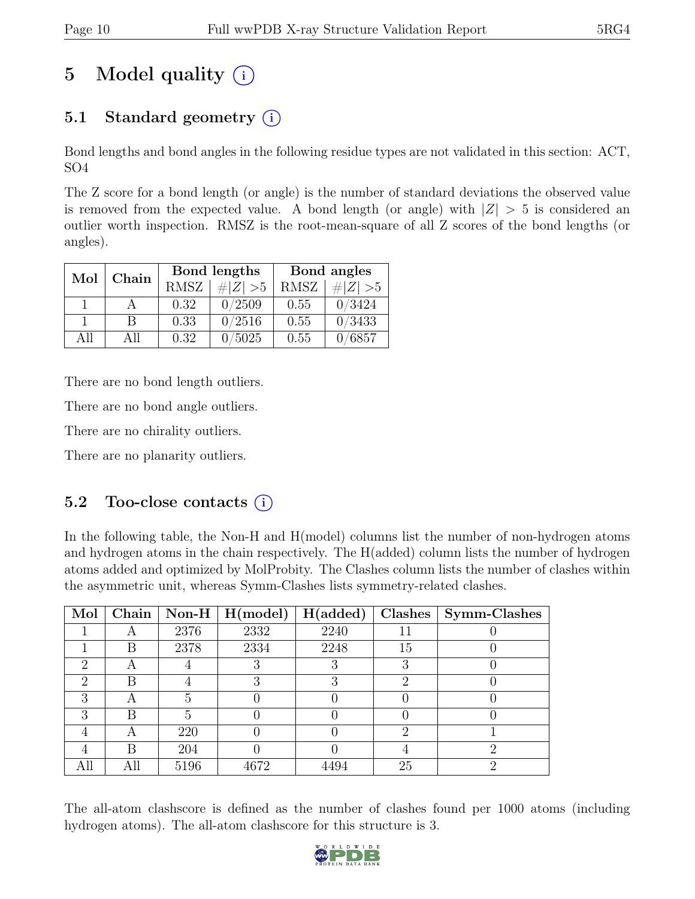# 5 Model quality (i)

## 5.1 Standard geometry (i)

Bond lengths and bond angles in the following residue types are not validated in this section: ACT, SO4

The Z score for a bond length (or angle) is the number of standard deviations the observed value is removed from the expected value. A bond length (or angle) with $|Z| > 5$ is considered an outlier worth inspection. RMSZ is the root-mean-square of all Z scores of the bond lengths (or angles).

| Mol | Chain | Bond lengths | | Bond angles | |
|---|---|---|---|---|---|
| | | RMSZ | $\#\|Z\| > 5$ | RMSZ | $\#\|Z\| > 5$ |
| 1 | A | 0.32 | 0/2509 | 0.55 | 0/3424 |
| 1 | B | 0.33 | 0/2516 | 0.55 | 0/3433 |
| All | All | 0.32 | 0/5025 | 0.55 | 0/6857 |

There are no bond length outliers.

There are no bond angle outliers.

There are no chirality outliers.

There are no planarity outliers.

## 5.2 Too-close contacts (i)

In the following table, the Non-H and H(model) columns list the number of non-hydrogen atoms and hydrogen atoms in the chain respectively. The H(added) column lists the number of hydrogen atoms added and optimized by MolProbity. The Clashes column lists the number of clashes within the asymmetric unit, whereas Symm-Clashes lists symmetry-related clashes.

| Mol | Chain | Non-H | H(model) | H(added) | Clashes | Symm-Clashes |
|---|---|---|---|---|---|---|
| 1 | A | 2376 | 2332 | 2240 | 11 | 0 |
| 1 | B | 2378 | 2334 | 2248 | 15 | 0 |
| 2 | A | 4 | 3 | 3 | 3 | 0 |
| 2 | B | 4 | 3 | 3 | 2 | 0 |
| 3 | A | 5 | 0 | 0 | 0 | 0 |
| 3 | B | 5 | 0 | 0 | 0 | 0 |
| 4 | A | 220 | 0 | 0 | 2 | 1 |
| 4 | B | 204 | 0 | 0 | 4 | 2 |
| All | All | 5196 | 4672 | 4494 | 25 | 2 |

The all-atom clashscore is defined as the number of clashes found per 1000 atoms (including hydrogen atoms). The all-atom clashscore for this structure is 3.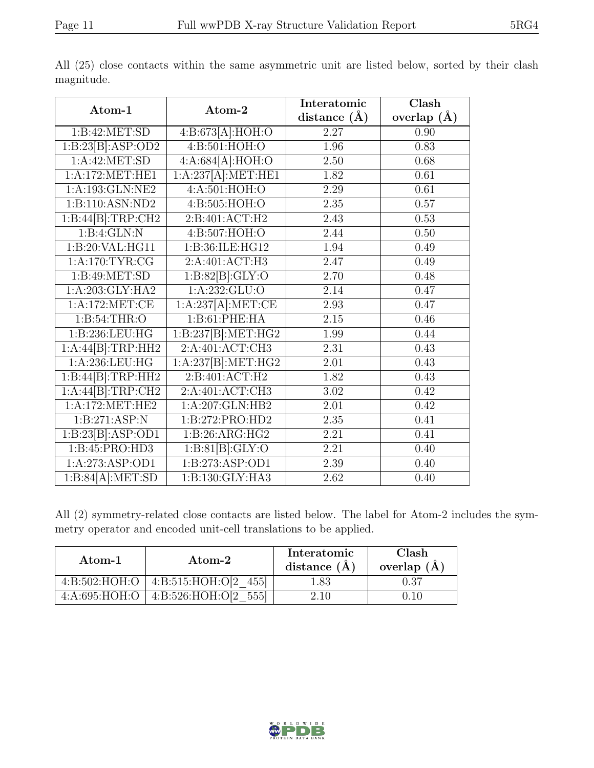All (25) close contacts within the same asymmetric unit are listed below, sorted by their clash magnitude.

| Atom-1 | Atom-2 | Interatomic distance (Å) | Clash overlap (Å) |
|---|---|---|---|
| 1:B:42:MET:SD | 4:B:673[A]:HOH:O | 2.27 | 0.90 |
| 1:B:23[B]:ASP:OD2 | 4:B:501:HOH:O | 1.96 | 0.83 |
| 1:A:42:MET:SD | 4:A:684[A]:HOH:O | 2.50 | 0.68 |
| 1:A:172:MET:HE1 | 1:A:237[A]:MET:HE1 | 1.82 | 0.61 |
| 1:A:193:GLN:NE2 | 4:A:501:HOH:O | 2.29 | 0.61 |
| 1:B:110:ASN:ND2 | 4:B:505:HOH:O | 2.35 | 0.57 |
| 1:B:44[B]:TRP:CH2 | 2:B:401:ACT:H2 | 2.43 | 0.53 |
| 1:B:4:GLN:N | 4:B:507:HOH:O | 2.44 | 0.50 |
| 1:B:20:VAL:HG11 | 1:B:36:ILE:HG12 | 1.94 | 0.49 |
| 1:A:170:TYR:CG | 2:A:401:ACT:H3 | 2.47 | 0.49 |
| 1:B:49:MET:SD | 1:B:82[B]:GLY:O | 2.70 | 0.48 |
| 1:A:203:GLY:HA2 | 1:A:232:GLU:O | 2.14 | 0.47 |
| 1:A:172:MET:CE | 1:A:237[A]:MET:CE | 2.93 | 0.47 |
| 1:B:54:THR:O | 1:B:61:PHE:HA | 2.15 | 0.46 |
| 1:B:236:LEU:HG | 1:B:237[B]:MET:HG2 | 1.99 | 0.44 |
| 1:A:44[B]:TRP:HH2 | 2:A:401:ACT:CH3 | 2.31 | 0.43 |
| 1:A:236:LEU:HG | 1:A:237[B]:MET:HG2 | 2.01 | 0.43 |
| 1:B:44[B]:TRP:HH2 | 2:B:401:ACT:H2 | 1.82 | 0.43 |
| 1:A:44[B]:TRP:CH2 | 2:A:401:ACT:CH3 | 3.02 | 0.42 |
| 1:A:172:MET:HE2 | 1:A:207:GLN:HB2 | 2.01 | 0.42 |
| 1:B:271:ASP:N | 1:B:272:PRO:HD2 | 2.35 | 0.41 |
| 1:B:23[B]:ASP:OD1 | 1:B:26:ARG:HG2 | 2.21 | 0.41 |
| 1:B:45:PRO:HD3 | 1:B:81[B]:GLY:O | 2.21 | 0.40 |
| 1:A:273:ASP:OD1 | 1:B:273:ASP:OD1 | 2.39 | 0.40 |
| 1:B:84[A]:MET:SD | 1:B:130:GLY:HA3 | 2.62 | 0.40 |

All (2) symmetry-related close contacts are listed below. The label for Atom-2 includes the symmetry operator and encoded unit-cell translations to be applied.

| Atom-1 | Atom-2 | Interatomic distance (Å) | Clash overlap (Å) |
|---|---|---|---|
| 4:B:502:HOH:O | 4:B:515:HOH:O[2_455] | 1.83 | 0.37 |
| 4:A:695:HOH:O | 4:B:526:HOH:O[2_555] | 2.10 | 0.10 |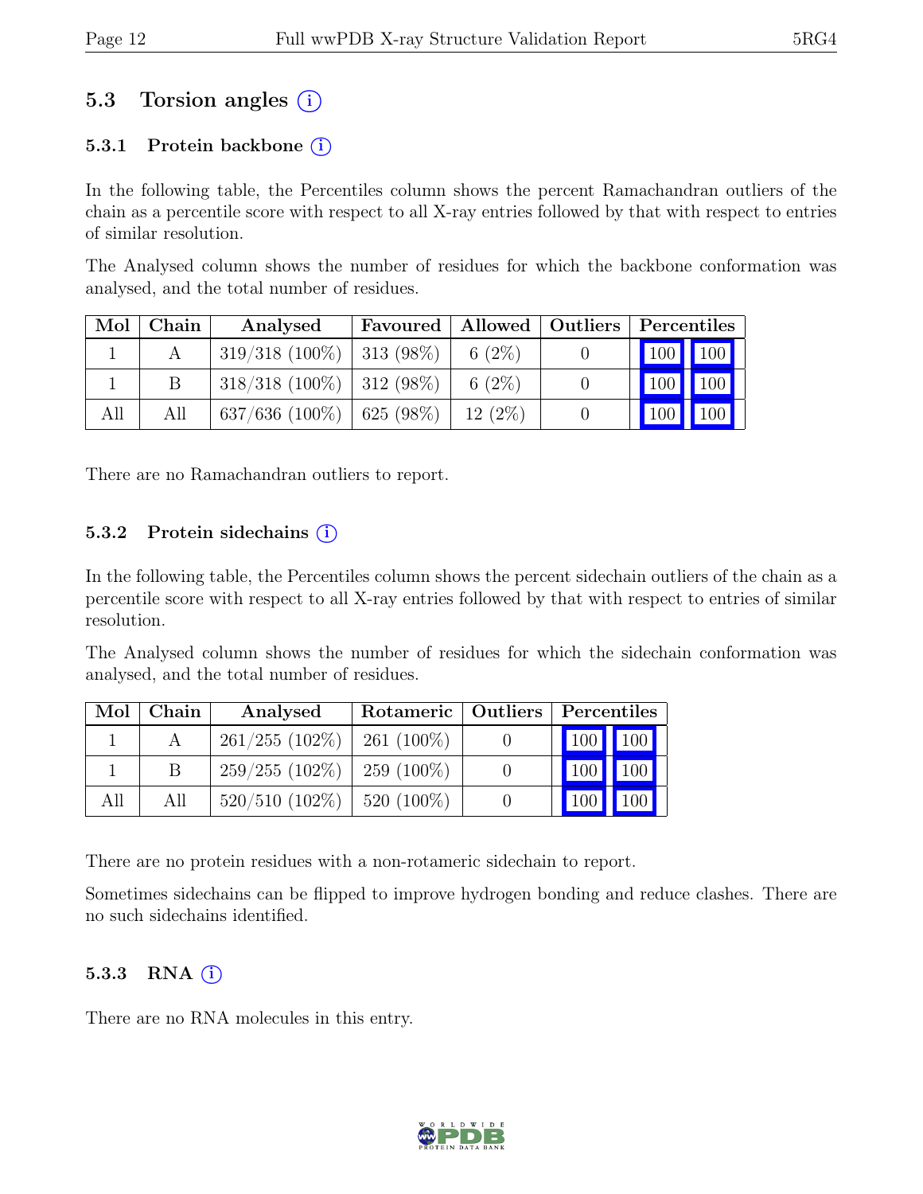## 5.3 Torsion angles (i)

### 5.3.1 Protein backbone (i)

In the following table, the Percentiles column shows the percent Ramachandran outliers of the chain as a percentile score with respect to all X-ray entries followed by that with respect to entries of similar resolution.

The Analysed column shows the number of residues for which the backbone conformation was analysed, and the total number of residues.

| Mol | Chain | Analysed | Favoured | Allowed | Outliers | Percentiles | |
|---|---|---|---|---|---|---|---|
| 1 | A | 319/318 (100%) | 313 (98%) | 6 (2%) | 0 | 100 | 100 |
| 1 | B | 318/318 (100%) | 312 (98%) | 6 (2%) | 0 | 100 | 100 |
| All | All | 637/636 (100%) | 625 (98%) | 12 (2%) | 0 | 100 | 100 |

There are no Ramachandran outliers to report.

### 5.3.2 Protein sidechains (i)

In the following table, the Percentiles column shows the percent sidechain outliers of the chain as a percentile score with respect to all X-ray entries followed by that with respect to entries of similar resolution.

The Analysed column shows the number of residues for which the sidechain conformation was analysed, and the total number of residues.

| Mol | Chain | Analysed | Rotameric | Outliers | Percentiles | |
|---|---|---|---|---|---|---|
| 1 | A | 261/255 (102%) | 261 (100%) | 0 | 100 | 100 |
| 1 | B | 259/255 (102%) | 259 (100%) | 0 | 100 | 100 |
| All | All | 520/510 (102%) | 520 (100%) | 0 | 100 | 100 |

There are no protein residues with a non-rotameric sidechain to report.

Sometimes sidechains can be flipped to improve hydrogen bonding and reduce clashes. There are no such sidechains identified.

### 5.3.3 RNA (i)

There are no RNA molecules in this entry.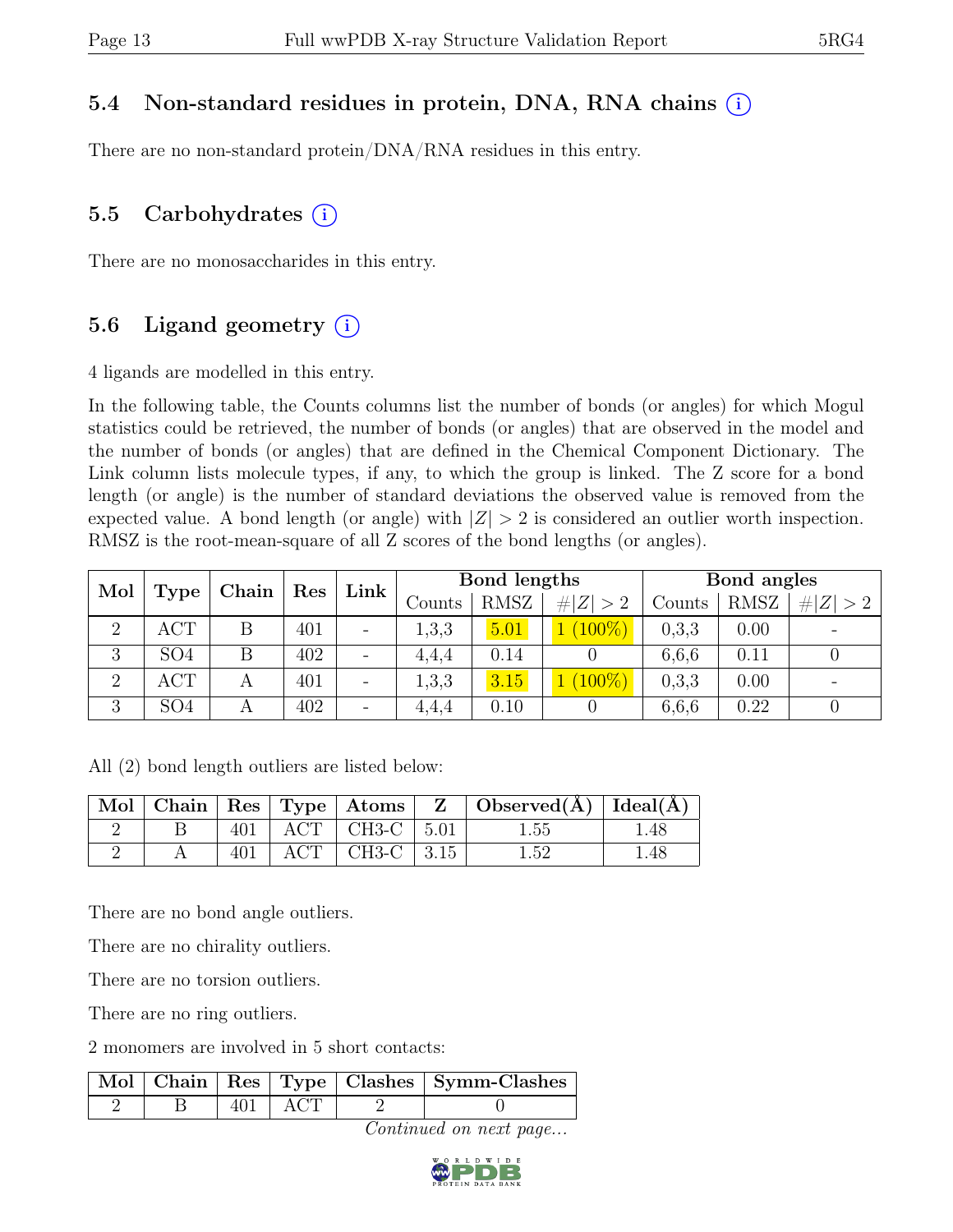### 5.4 Non-standard residues in protein, DNA, RNA chains (i)

There are no non-standard protein/DNA/RNA residues in this entry.

### 5.5 Carbohydrates (i)

There are no monosaccharides in this entry.

### 5.6 Ligand geometry (i)

4 ligands are modelled in this entry.

In the following table, the Counts columns list the number of bonds (or angles) for which Mogul statistics could be retrieved, the number of bonds (or angles) that are observed in the model and the number of bonds (or angles) that are defined in the Chemical Component Dictionary. The Link column lists molecule types, if any, to which the group is linked. The Z score for a bond length (or angle) is the number of standard deviations the observed value is removed from the expected value. A bond length (or angle) with $|Z| > 2$ is considered an outlier worth inspection. RMSZ is the root-mean-square of all Z scores of the bond lengths (or angles).

| Mol | Type | Chain | Res | Link | Bond lengths | | | Bond angles | | |
|---|---|---|---|---|---|---|---|---|---|---|
| | | | | | Counts | RMSZ | $\#\|Z\| > 2$ | Counts | RMSZ | $\#\|Z\| > 2$ |
| 2 | ACT | B | 401 | - | 1,3,3 | 5.01 | 1 (100%) | 0,3,3 | 0.00 | - |
| 3 | SO4 | B | 402 | - | 4,4,4 | 0.14 | 0 | 6,6,6 | 0.11 | 0 |
| 2 | ACT | A | 401 | - | 1,3,3 | 3.15 | 1 (100%) | 0,3,3 | 0.00 | - |
| 3 | SO4 | A | 402 | - | 4,4,4 | 0.10 | 0 | 6,6,6 | 0.22 | 0 |

All (2) bond length outliers are listed below:

| Mol | Chain | Res | Type | Atoms | Z | Observed(Å) | Ideal(Å) |
|---|---|---|---|---|---|---|---|
| 2 | B | 401 | ACT | CH3-C | 5.01 | 1.55 | 1.48 |
| 2 | A | 401 | ACT | CH3-C | 3.15 | 1.52 | 1.48 |

There are no bond angle outliers.

There are no chirality outliers.

There are no torsion outliers.

There are no ring outliers.

2 monomers are involved in 5 short contacts:

| Mol | Chain | Res | Type | Clashes | Symm-Clashes |
|---|---|---|---|---|---|
| 2 | B | 401 | ACT | 2 | 0 |

*Continued on next page...*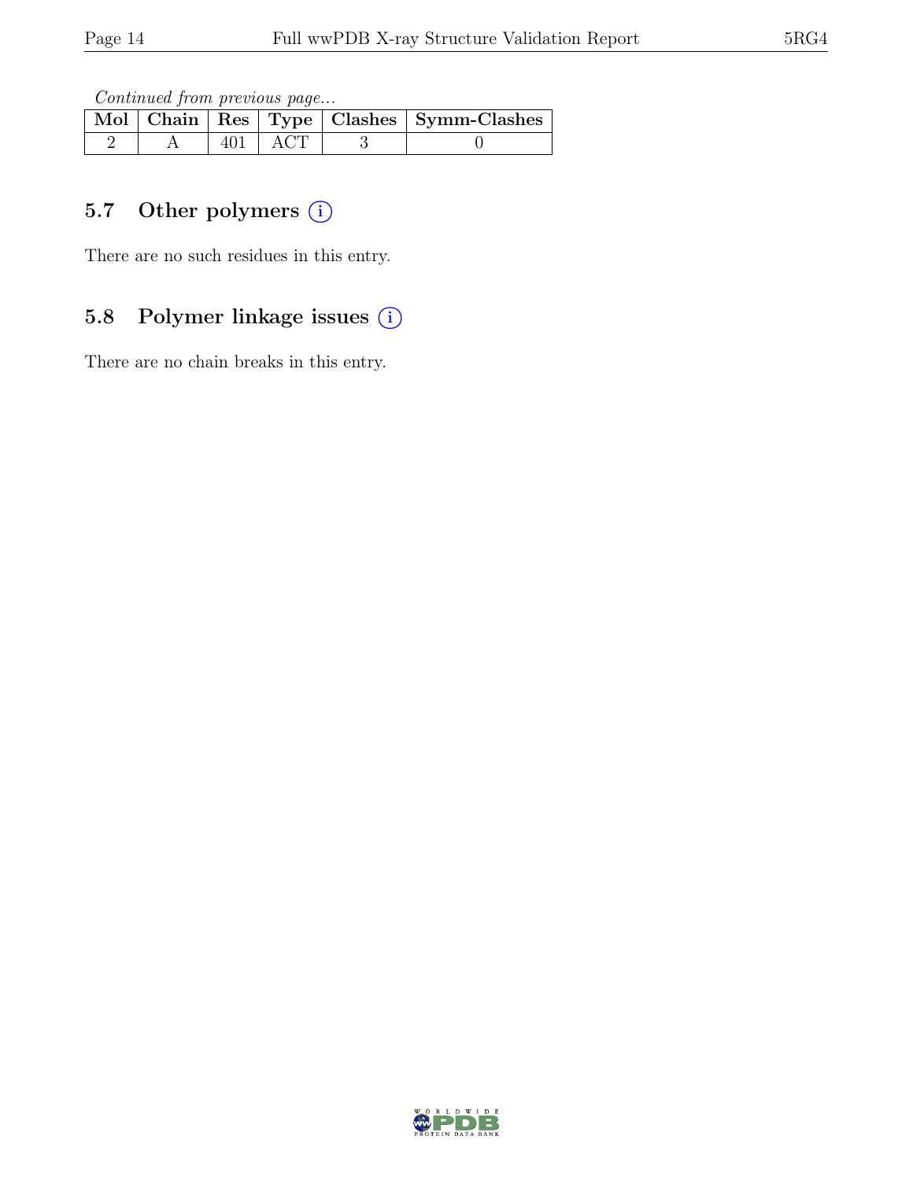*Continued from previous page...*

| Mol | Chain | Res | Type | Clashes | Symm-Clashes |
|---|---|---|---|---|---|
| 2 | A | 401 | ACT | 3 | 0 |

## 5.7 Other polymers

There are no such residues in this entry.

## 5.8 Polymer linkage issues

There are no chain breaks in this entry.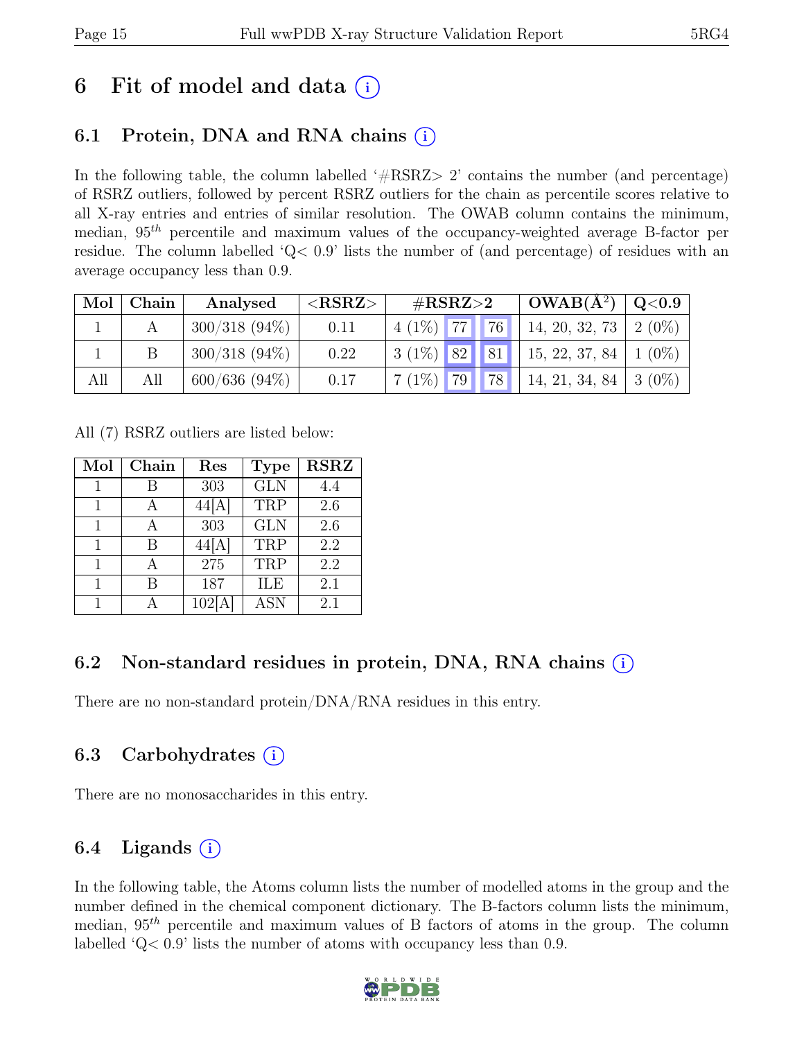# 6 Fit of model and data

## 6.1 Protein, DNA and RNA chains

In the following table, the column labelled '#RSRZ> 2' contains the number (and percentage) of RSRZ outliers, followed by percent RSRZ outliers for the chain as percentile scores relative to all X-ray entries and entries of similar resolution. The OWAB column contains the minimum, median, $95^{th}$ percentile and maximum values of the occupancy-weighted average B-factor per residue. The column labelled 'Q< 0.9' lists the number of (and percentage) of residues with an average occupancy less than 0.9.

| Mol | Chain | Analysed | <RSRZ> | #RSRZ>2 | | | OWAB(Å$^2$) | Q<0.9 |
|---|---|---|---|---|---|---|---|---|
| 1 | A | 300/318 (94%) | 0.11 | 4 (1%) | 77 | 76 | 14, 20, 32, 73 | 2 (0%) |
| 1 | B | 300/318 (94%) | 0.22 | 3 (1%) | 82 | 81 | 15, 22, 37, 84 | 1 (0%) |
| All | All | 600/636 (94%) | 0.17 | 7 (1%) | 79 | 78 | 14, 21, 34, 84 | 3 (0%) |

All (7) RSRZ outliers are listed below:

| Mol | Chain | Res | Type | RSRZ |
|---|---|---|---|---|
| 1 | B | 303 | GLN | 4.4 |
| 1 | A | 44[A] | TRP | 2.6 |
| 1 | A | 303 | GLN | 2.6 |
| 1 | B | 44[A] | TRP | 2.2 |
| 1 | A | 275 | TRP | 2.2 |
| 1 | B | 187 | ILE | 2.1 |
| 1 | A | 102[A] | ASN | 2.1 |

## 6.2 Non-standard residues in protein, DNA, RNA chains

There are no non-standard protein/DNA/RNA residues in this entry.

## 6.3 Carbohydrates

There are no monosaccharides in this entry.

## 6.4 Ligands

In the following table, the Atoms column lists the number of modelled atoms in the group and the number defined in the chemical component dictionary. The B-factors column lists the minimum, median, $95^{th}$ percentile and maximum values of B factors of atoms in the group. The column labelled 'Q< 0.9' lists the number of atoms with occupancy less than 0.9.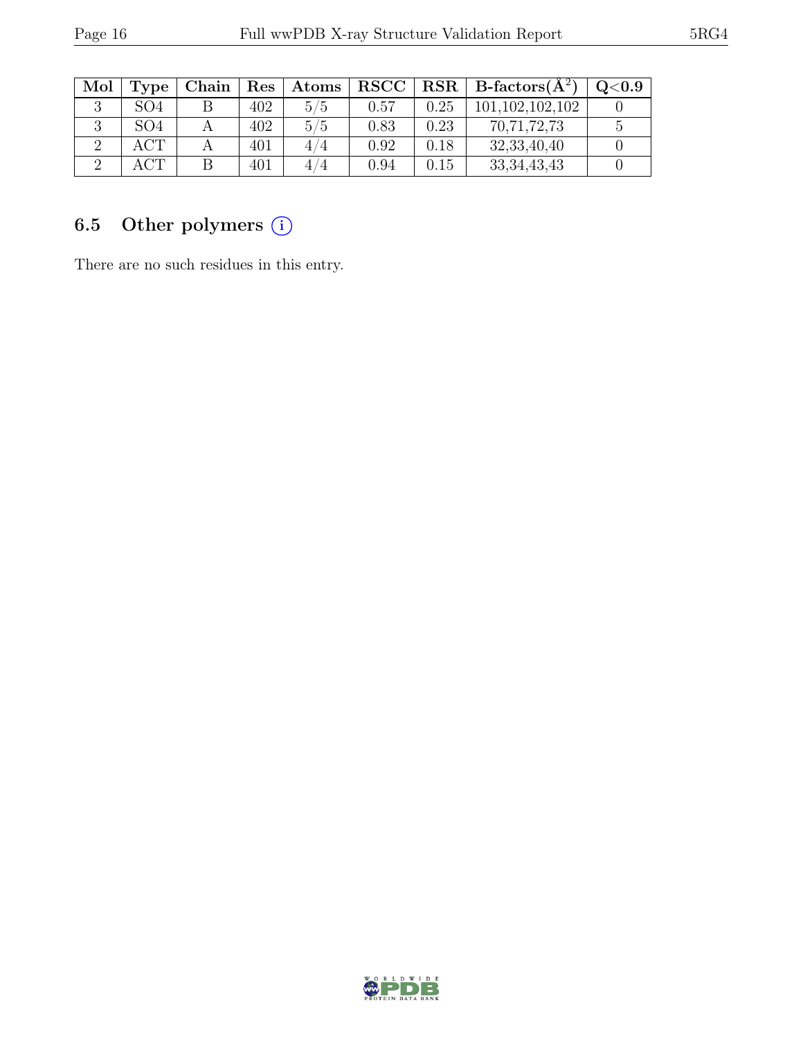| Mol | Type | Chain | Res | Atoms | RSCC | RSR | B-factors($Å^2$) | Q<0.9 |
|---|---|---|---|---|---|---|---|---|
| 3 | SO4 | B | 402 | 5/5 | 0.57 | 0.25 | 101,102,102,102 | 0 |
| 3 | SO4 | A | 402 | 5/5 | 0.83 | 0.23 | 70,71,72,73 | 5 |
| 2 | ACT | A | 401 | 4/4 | 0.92 | 0.18 | 32,33,40,40 | 0 |
| 2 | ACT | B | 401 | 4/4 | 0.94 | 0.15 | 33,34,43,43 | 0 |

### 6.5 Other polymers (i)

There are no such residues in this entry.